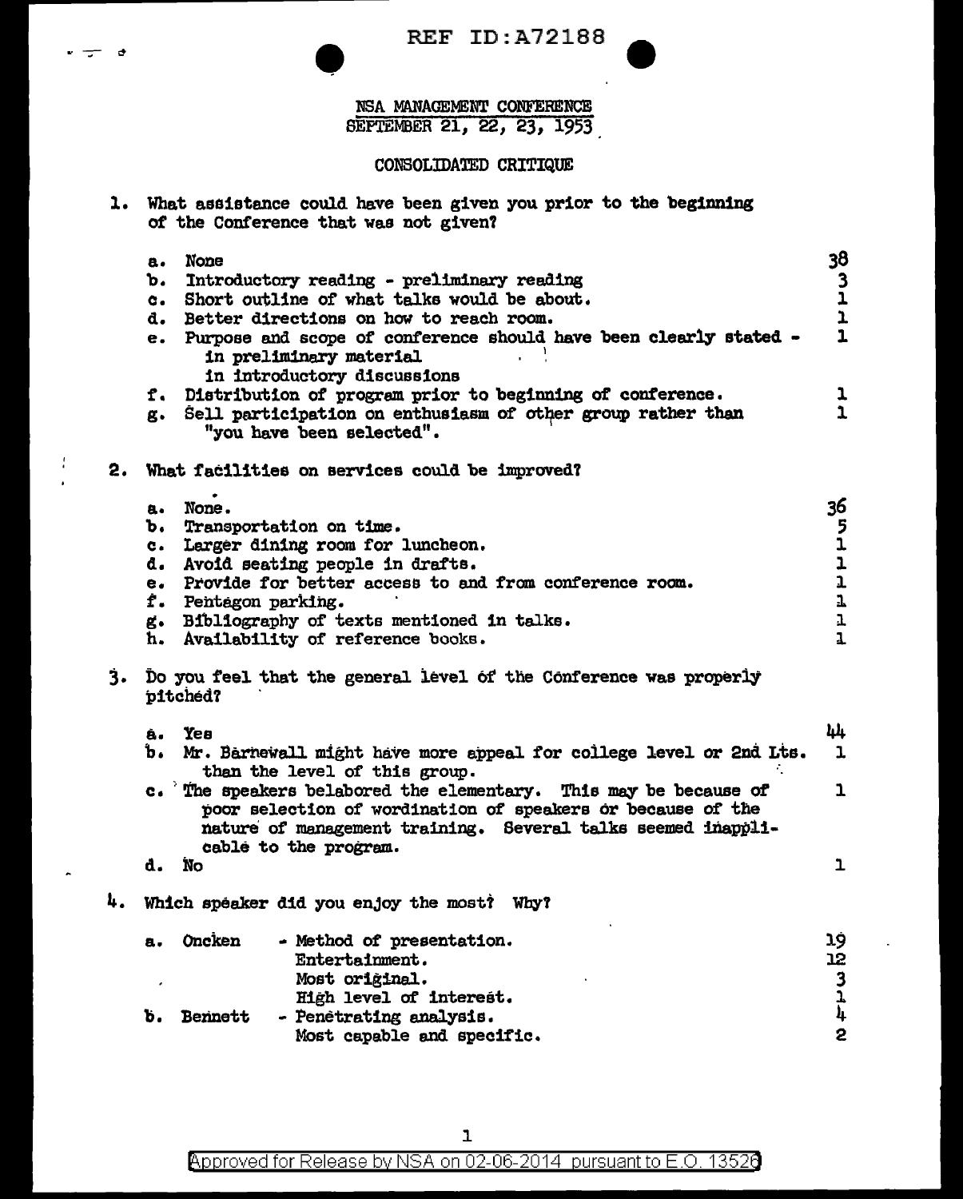REF ID:A72188

NSA MANAGEMENT CONFERENCE
SEPTEMBER 21, 22, 23, 1953

CONSOLIDATED CRITIQUE

1. What assistance could have been given you prior to the beginning of the Conference that was not given?

| | | |
|---|---|---|
| a. | None | 38 |
| b. | Introductory reading - preliminary reading | 3 |
| c. | Short outline of what talks would be about. | 1 |
| d. | Better directions on how to reach room. | 1 |
| e. | Purpose and scope of conference should have been clearly stated - in preliminary material; in introductory discussions | 1 |
| f. | Distribution of program prior to beginning of conference. | 1 |
| g. | Sell participation on enthusiasm of other group rather than "you have been selected". | 1 |

2. What facilities on services could be improved?

| | | |
|---|---|---|
| a. | None. | 36 |
| b. | Transportation on time. | 5 |
| c. | Larger dining room for luncheon. | 1 |
| d. | Avoid seating people in drafts. | 1 |
| e. | Provide for better access to and from conference room. | 1 |
| f. | Pentagon parking. | 1 |
| g. | Bibliography of texts mentioned in talks. | 1 |
| h. | Availability of reference books. | 1 |

3. Do you feel that the general level of the Conference was properly pitched?

| | | |
|---|---|---|
| a. | Yes | 44 |
| b. | Mr. Barnewall might have more appeal for college level or 2nd Lts. than the level of this group. | 1 |
| c. | The speakers belabored the elementary. This may be because of poor selection of wordination of speakers or because of the nature of management training. Several talks seemed inapplicable to the program. | 1 |
| d. | No | 1 |

4. Which speaker did you enjoy the most? Why?

| | | | |
|---|---|---|---|
| a. | Oncken | - Method of presentation. | 19 |
| | | Entertainment. | 12 |
| | | Most original. | 3 |
| | | High level of interest. | 1 |
| b. | Bennett | - Penetrating analysis. | 4 |
| | | Most capable and specific. | 2 |

Approved for Release by NSA on 02-06-2014 pursuant to E.O. 13526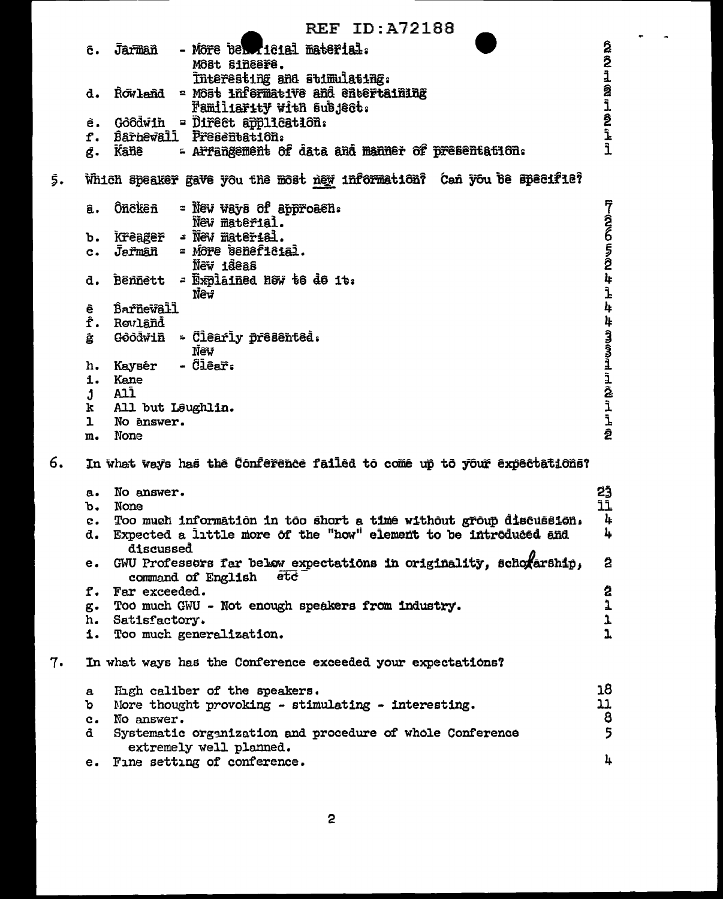- c. Jarman - More beneficial material. 2
  - Most sincere. 2
  - Interesting and stimulating. 1
- d. Rowland - Most informative and entertaining 2
  - Familiarity with subject. 1
- e. Goodwin - Direct application. 2
- f. Barnewall Presentation. 1
- g. Kane - Arrangement of data and manner of presentation. 1

5. Which speaker gave you the most new information? Can you be specific?

- a. Oncken - New ways of approach. 7
  - New material. 2
- b. Kreager - New material. 6
- c. Jarman - More beneficial. 5
  - New ideas 2
- d. Bennett - Explained how to do it. 4
  - New 1
- e Barnewall 4
- f. Rowland 4
- g Goodwin - Clearly presented. 3
  - New 3
- h. Kayser - Clear. 1
- i. Kane 1
- j All 2
- k All but Laughlin. 1
- l No answer. 1
- m. None 2

6. In what ways has the Conference failed to come up to your expectations?

- a. No answer. 23
- b. None 11
- c. Too much information in too short a time without group discussion. 4
- d. Expected a little more of the "how" element to be introduced and discussed 4
- e. GWU Professors far below expectations in originality, scholarship, command of English etc 2
- f. Far exceeded. 2
- g. Too much GWU - Not enough speakers from industry. 1
- h. Satisfactory. 1
- i. Too much generalization. 1

7. In what ways has the Conference exceeded your expectations?

- a High caliber of the speakers. 18
- b More thought provoking - stimulating - interesting. 11
- c. No answer. 8
- d Systematic organization and procedure of whole Conference extremely well planned. 5
- e. Fine setting of conference. 4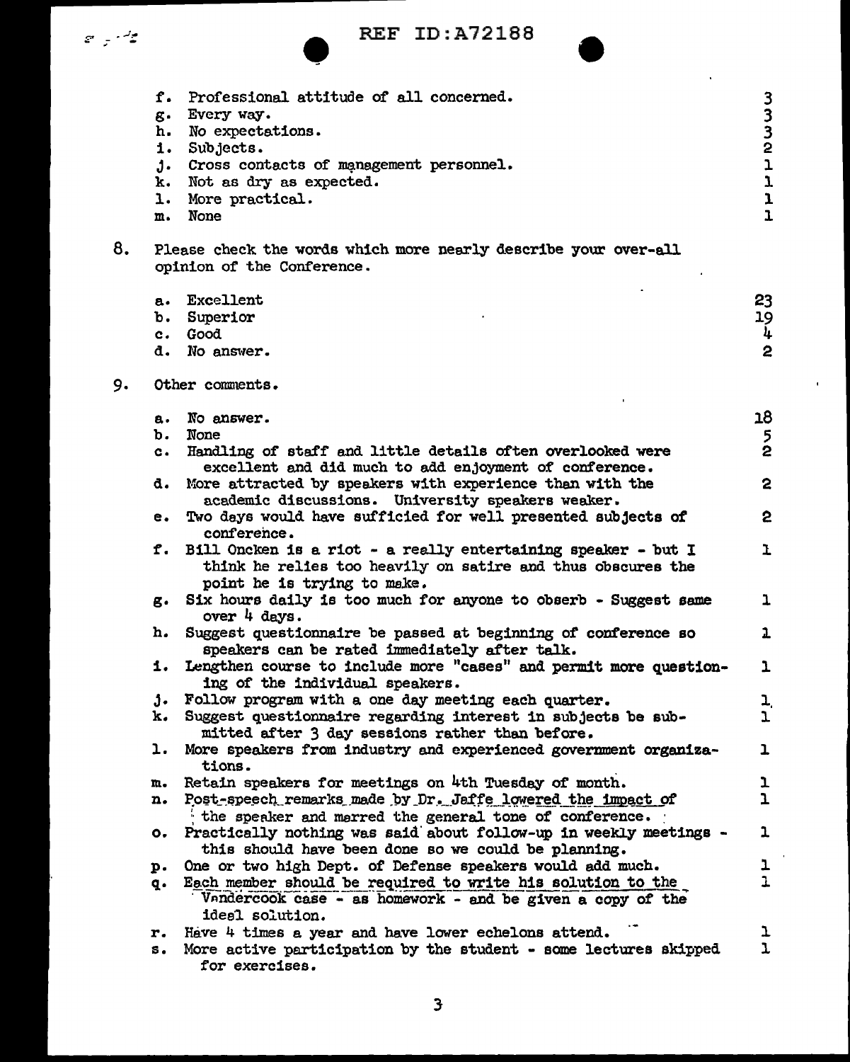REF ID:A72188

| | | |
|---|---|---|
| f. | Professional attitude of all concerned. | 3 |
| g. | Every way. | 3 |
| h. | No expectations. | 3 |
| i. | Subjects. | 2 |
| j. | Cross contacts of management personnel. | 1 |
| k. | Not as dry as expected. | 1 |
| l. | More practical. | 1 |
| m. | None | 1 |

8. Please check the words which more nearly describe your over-all opinion of the Conference.

| | | |
|---|---|---|
| a. | Excellent | 23 |
| b. | Superior | 19 |
| c. | Good | 4 |
| d. | No answer. | 2 |

9. Other comments.

| | | |
|---|---|---|
| a. | No answer. | 18 |
| b. | None | 5 |
| c. | Handling of staff and little details often overlooked were excellent and did much to add enjoyment of conference. | 2 |
| d. | More attracted by speakers with experience than with the academic discussions. University speakers weaker. | 2 |
| e. | Two days would have sufficied for well presented subjects of conference. | 2 |
| f. | Bill Oncken is a riot - a really entertaining speaker - but I think he relies too heavily on satire and thus obscures the point he is trying to make. | 1 |
| g. | Six hours daily is too much for anyone to obserb - Suggest same over 4 days. | 1 |
| h. | Suggest questionnaire be passed at beginning of conference so speakers can be rated immediately after talk. | 1 |
| i. | Lengthen course to include more "cases" and permit more questioning of the individual speakers. | 1 |
| j. | Follow program with a one day meeting each quarter. | 1 |
| k. | Suggest questionnaire regarding interest in subjects be submitted after 3 day sessions rather than before. | 1 |
| l. | More speakers from industry and experienced government organizations. | 1 |
| m. | Retain speakers for meetings on 4th Tuesday of month. | 1 |
| n. | Post-speech remarks made by Dr. Jaffe lowered the impact of the speaker and marred the general tone of conference. | 1 |
| o. | Practically nothing was said about follow-up in weekly meetings - this should have been done so we could be planning. | 1 |
| p. | One or two high Dept. of Defense speakers would add much. | 1 |
| q. | Each member should be required to write his solution to the Vandercook case - as homework - and be given a copy of the ideal solution. | 1 |
| r. | Have 4 times a year and have lower echelons attend. | 1 |
| s. | More active participation by the student - some lectures skipped for exercises. | 1 |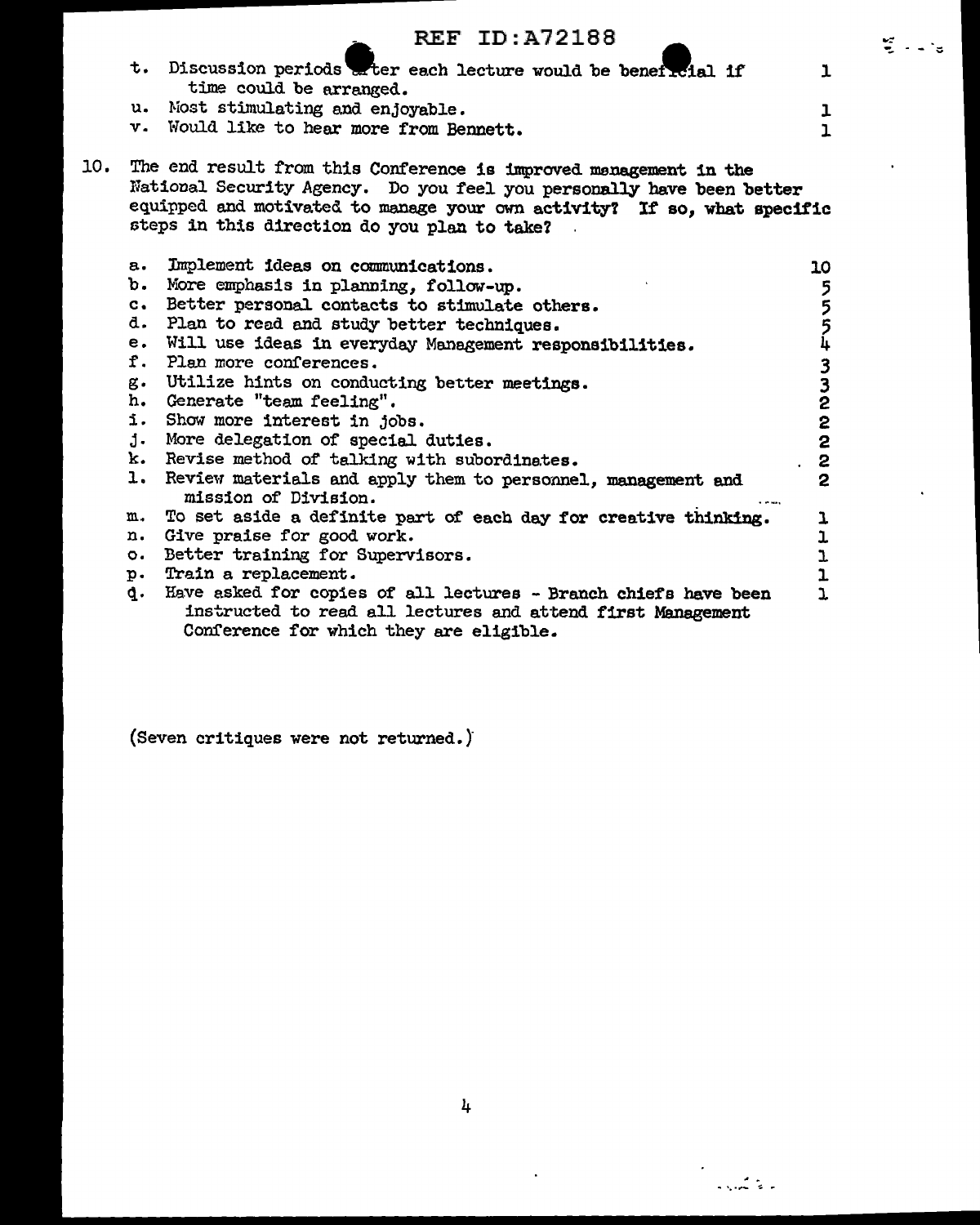REF ID:A72188

t. Discussion periods after each lecture would be beneficial if time could be arranged. 1
u. Most stimulating and enjoyable. 1
v. Would like to hear more from Bennett. 1

10. The end result from this Conference is improved management in the National Security Agency. Do you feel you personally have been better equipped and motivated to manage your own activity? If so, what specific steps in this direction do you plan to take?

| | | |
|---|---|---|
| a. | Implement ideas on communications. | 10 |
| b. | More emphasis in planning, follow-up. | 5 |
| c. | Better personal contacts to stimulate others. | 5 |
| d. | Plan to read and study better techniques. | 5 |
| e. | Will use ideas in everyday Management responsibilities. | 4 |
| f. | Plan more conferences. | 3 |
| g. | Utilize hints on conducting better meetings. | 3 |
| h. | Generate "team feeling". | 2 |
| i. | Show more interest in jobs. | 2 |
| j. | More delegation of special duties. | 2 |
| k. | Revise method of talking with subordinates. | 2 |
| l. | Review materials and apply them to personnel, management and mission of Division. | 2 |
| m. | To set aside a definite part of each day for creative thinking. | 1 |
| n. | Give praise for good work. | 1 |
| o. | Better training for Supervisors. | 1 |
| p. | Train a replacement. | 1 |
| q. | Have asked for copies of all lectures - Branch chiefs have been instructed to read all lectures and attend first Management Conference for which they are eligible. | 1 |

(Seven critiques were not returned.)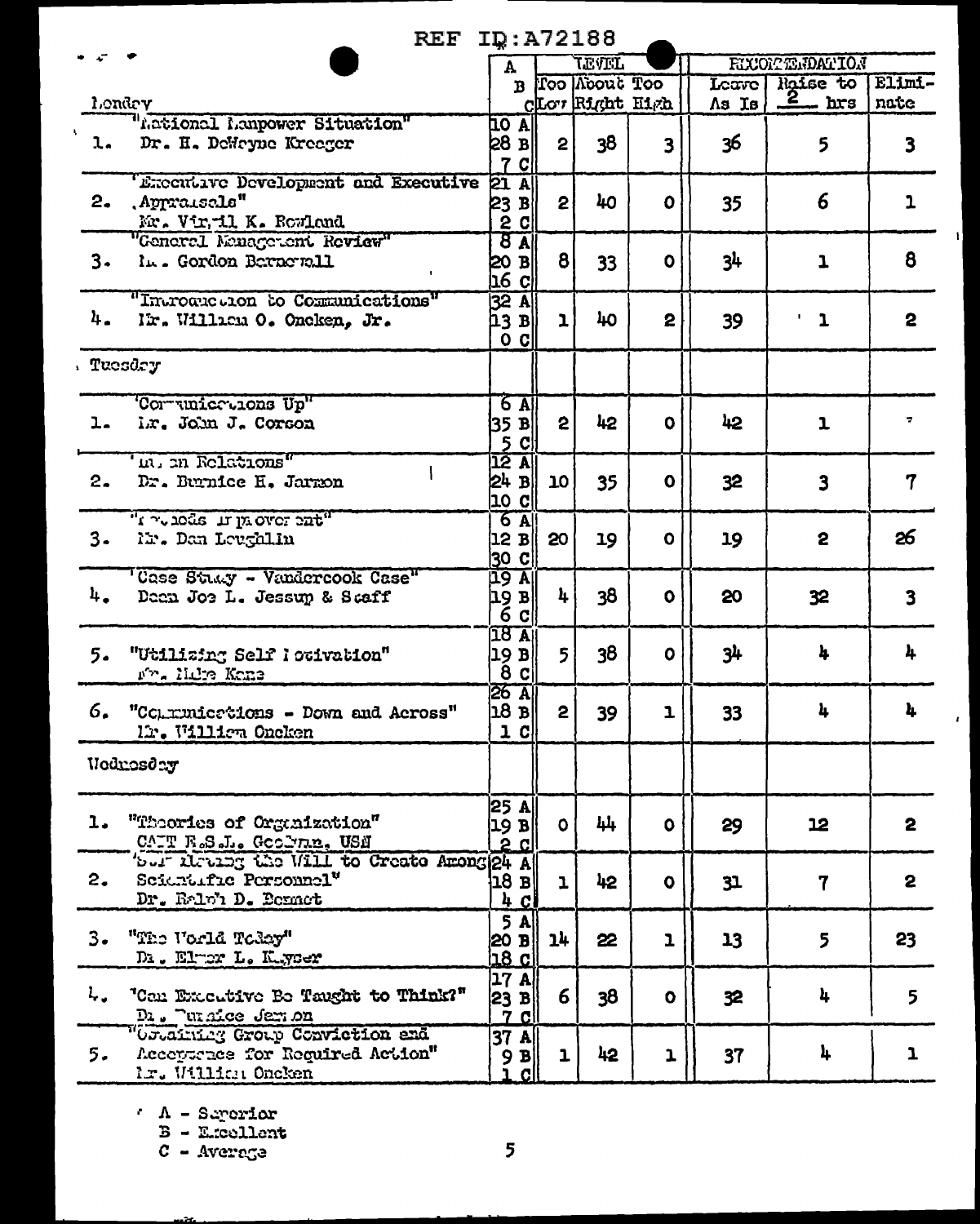REF ID:A72188

| | A B C | LEVEL | | | RECOMMENDATION | | |
|---|---|---|---|---|---|---|---|
| | | Too Low | About Right | Too High | Leave As Is | Raise to 2 hrs | Eliminate |
| **Monday** | | | | | | | |
| 1. "National Manpower Situation" Dr. H. DeWayne Kreeger | 10 A 28 B 7 C | 2 | 38 | 3 | 36 | 5 | 3 |
| 2. "Executive Development and Executive Appraisals" Mr. Virgil K. Rowland | 21 A 23 B 2 C | 2 | 40 | 0 | 35 | 6 | 1 |
| 3. "General Management Review" Mr. Gordon Barnewall | 8 A 20 B 16 C | 8 | 33 | 0 | 34 | 1 | 8 |
| 4. "Introduction to Communications" Mr. William O. Oncken, Jr. | 32 A 13 B 0 C | 1 | 40 | 2 | 39 | 1 | 2 |
| **Tuesday** | | | | | | | |
| 1. "Communications Up" Mr. John J. Corson | 6 A 35 B 5 C | 2 | 42 | 0 | 42 | 1 | |
| 2. "Human Relations" Dr. Burnice H. Jarmon | 12 A 24 B 10 C | 10 | 35 | 0 | 32 | 3 | 7 |
| 3. "Methods Improvement" Mr. Dan Loughlin | 6 A 12 B 30 C | 20 | 19 | 0 | 19 | 2 | 26 |
| 4. "Case Study - Vandercook Case" Dean Joe L. Jessup & Staff | 19 A 19 B 6 C | 4 | 38 | 0 | 20 | 32 | 3 |
| 5. "Utilizing Self Motivation" Mr. Mike Kane | 18 A 19 B 8 C | 5 | 38 | 0 | 34 | 4 | 4 |
| 6. "Communications - Down and Across" Mr. William Oncken | 26 A 18 B 1 C | 2 | 39 | 1 | 33 | 4 | 4 |
| **Wednesday** | | | | | | | |
| 1. "Theories of Organization" CAPT R.S.L. Goodman, USN | 25 A 19 B 2 C | 0 | 44 | 0 | 29 | 12 | 2 |
| 2. "Stimulating the Will to Create Among Scientific Personnel" Dr. Ralph D. Bennet | 24 A 18 B 4 C | 1 | 42 | 0 | 31 | 7 | 2 |
| 3. "The World Today" Dr. Elmer L. Kayser | 5 A 20 B 18 C | 14 | 22 | 1 | 13 | 5 | 23 |
| 4. "Can Executive Be Taught to Think?" Dr. Burnice Jarmon | 17 A 23 B 7 C | 6 | 38 | 0 | 32 | 4 | 5 |
| 5. "Obtaining Group Conviction and Acceptance for Required Action" Mr. William Oncken | 37 A 9 B 1 C | 1 | 42 | 1 | 37 | 4 | 1 |

A - Superior
B - Excellent
C - Average